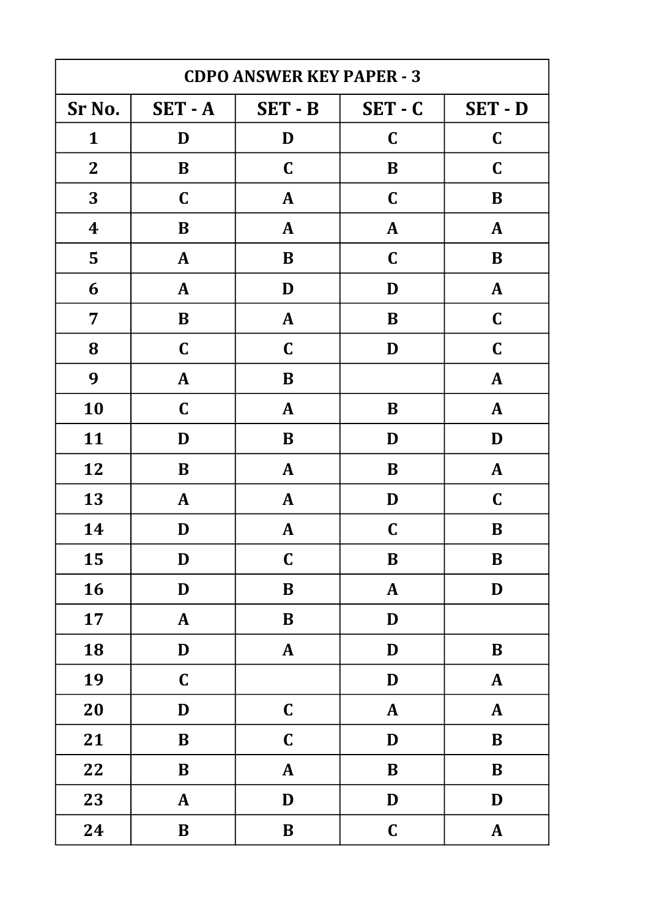| CDPO ANSWER KEY PAPER - 3 | | | | |
|---|---|---|---|---|
| **Sr No.** | **SET - A** | **SET - B** | **SET - C** | **SET - D** |
| 1 | D | D | C | C |
| 2 | B | C | B | C |
| 3 | C | A | C | B |
| 4 | B | A | A | A |
| 5 | A | B | C | B |
| 6 | A | D | D | A |
| 7 | B | A | B | C |
| 8 | C | C | D | C |
| 9 | A | B | | A |
| 10 | C | A | B | A |
| 11 | D | B | D | D |
| 12 | B | A | B | A |
| 13 | A | A | D | C |
| 14 | D | A | C | B |
| 15 | D | C | B | B |
| 16 | D | B | A | D |
| 17 | A | B | D | |
| 18 | D | A | D | B |
| 19 | C | | D | A |
| 20 | D | C | A | A |
| 21 | B | C | D | B |
| 22 | B | A | B | B |
| 23 | A | D | D | D |
| 24 | B | B | C | A |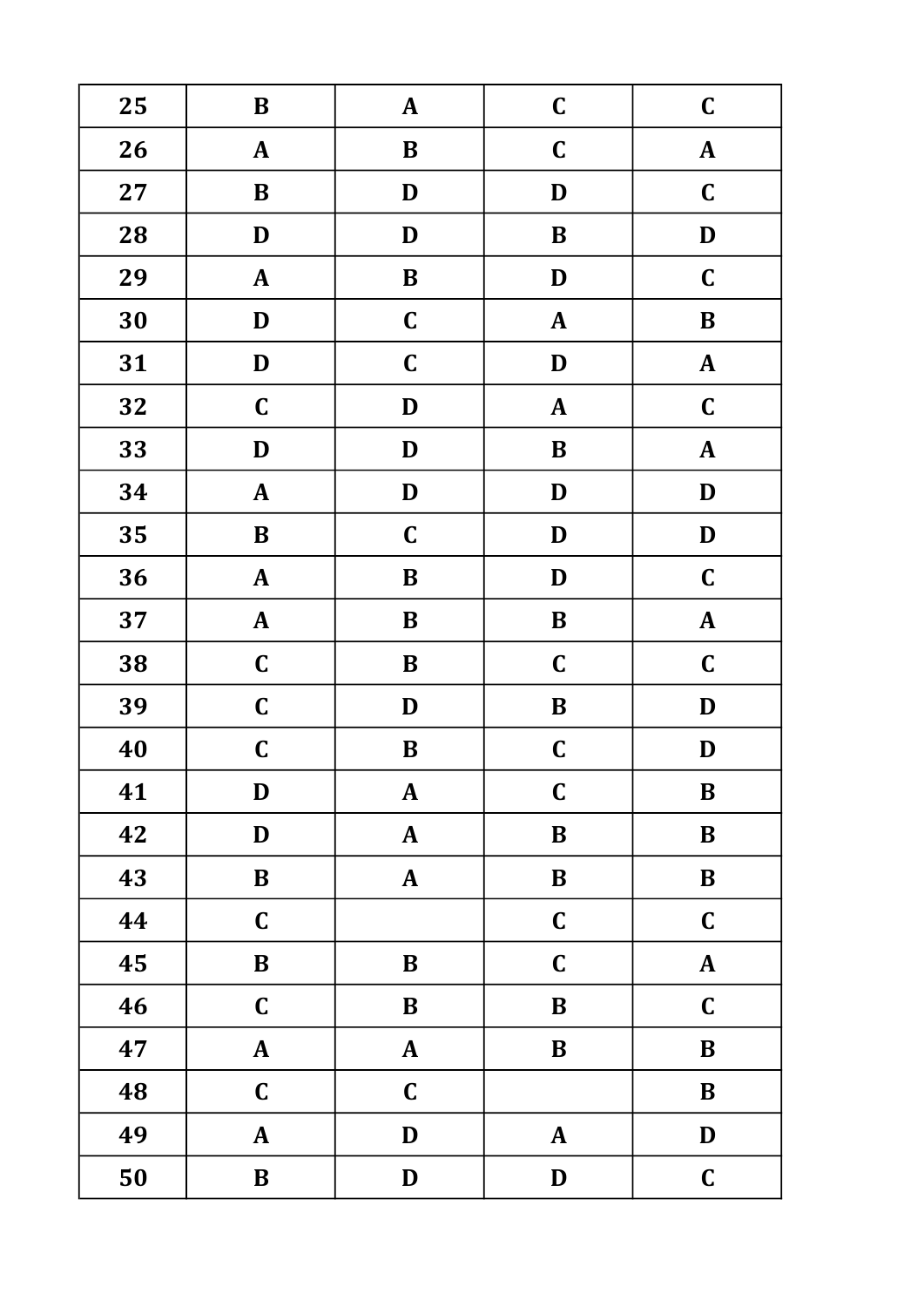| 25 | B | A | C | C |
|---|---|---|---|---|
| 26 | A | B | C | A |
| 27 | B | D | D | C |
| 28 | D | D | B | D |
| 29 | A | B | D | C |
| 30 | D | C | A | B |
| 31 | D | C | D | A |
| 32 | C | D | A | C |
| 33 | D | D | B | A |
| 34 | A | D | D | D |
| 35 | B | C | D | D |
| 36 | A | B | D | C |
| 37 | A | B | B | A |
| 38 | C | B | C | C |
| 39 | C | D | B | D |
| 40 | C | B | C | D |
| 41 | D | A | C | B |
| 42 | D | A | B | B |
| 43 | B | A | B | B |
| 44 | C |  | C | C |
| 45 | B | B | C | A |
| 46 | C | B | B | C |
| 47 | A | A | B | B |
| 48 | C | C |  | B |
| 49 | A | D | A | D |
| 50 | B | D | D | C |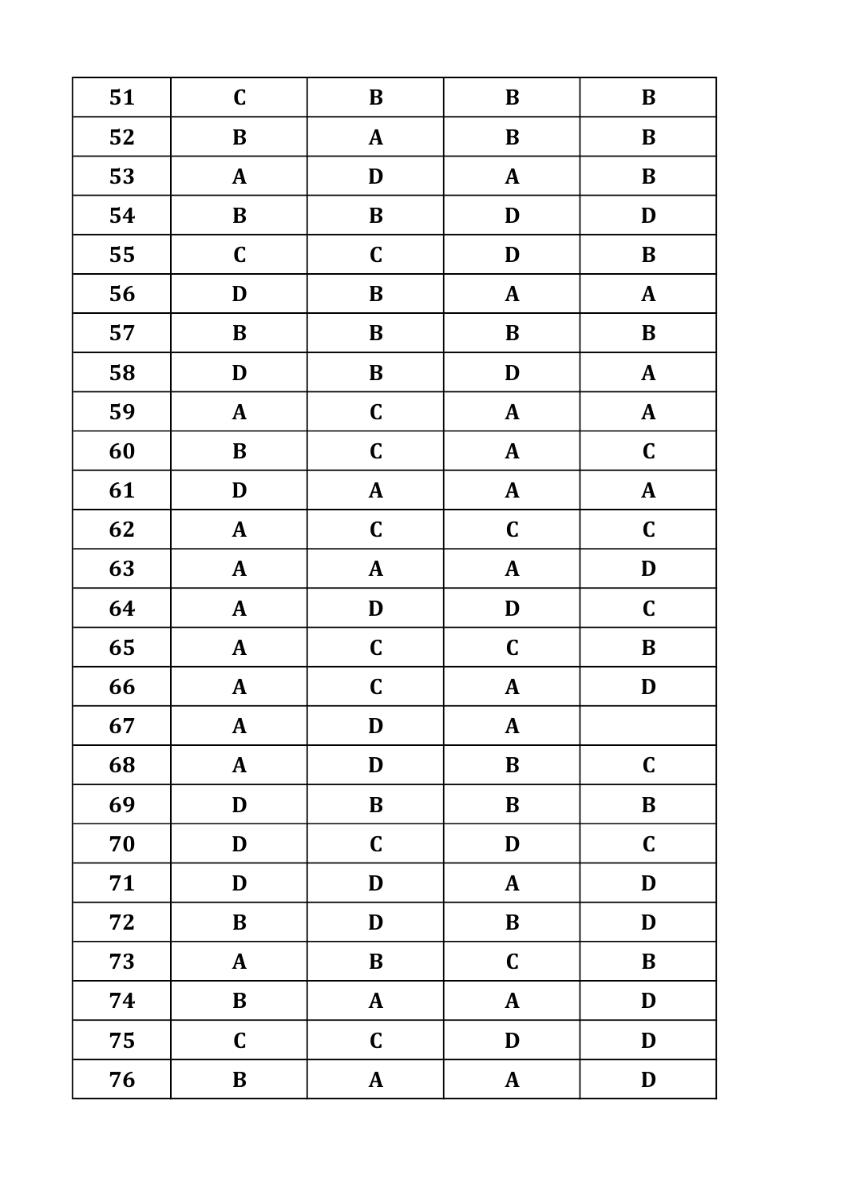| 51 | C | B | B | B |
|---|---|---|---|---|
| 52 | B | A | B | B |
| 53 | A | D | A | B |
| 54 | B | B | D | D |
| 55 | C | C | D | B |
| 56 | D | B | A | A |
| 57 | B | B | B | B |
| 58 | D | B | D | A |
| 59 | A | C | A | A |
| 60 | B | C | A | C |
| 61 | D | A | A | A |
| 62 | A | C | C | C |
| 63 | A | A | A | D |
| 64 | A | D | D | C |
| 65 | A | C | C | B |
| 66 | A | C | A | D |
| 67 | A | D | A | |
| 68 | A | D | B | C |
| 69 | D | B | B | B |
| 70 | D | C | D | C |
| 71 | D | D | A | D |
| 72 | B | D | B | D |
| 73 | A | B | C | B |
| 74 | B | A | A | D |
| 75 | C | C | D | D |
| 76 | B | A | A | D |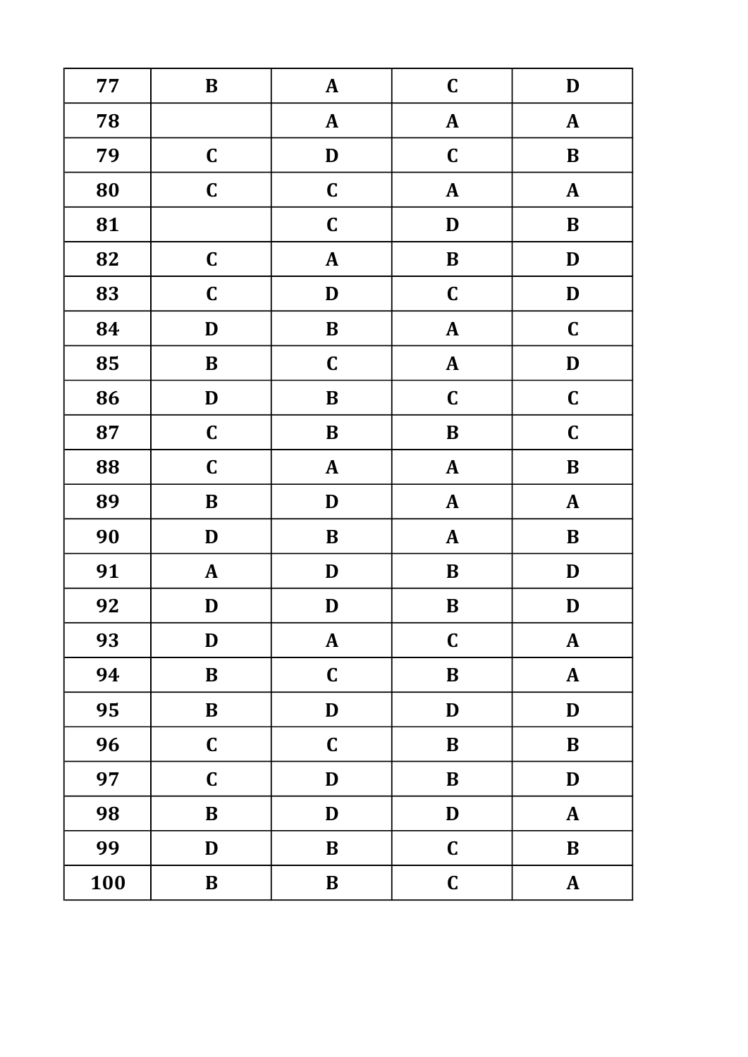| | | | | |
|---|---|---|---|---|
| **77** | **B** | **A** | **C** | **D** |
| **78** | | **A** | **A** | **A** |
| **79** | **C** | **D** | **C** | **B** |
| **80** | **C** | **C** | **A** | **A** |
| **81** | | **C** | **D** | **B** |
| **82** | **C** | **A** | **B** | **D** |
| **83** | **C** | **D** | **C** | **D** |
| **84** | **D** | **B** | **A** | **C** |
| **85** | **B** | **C** | **A** | **D** |
| **86** | **D** | **B** | **C** | **C** |
| **87** | **C** | **B** | **B** | **C** |
| **88** | **C** | **A** | **A** | **B** |
| **89** | **B** | **D** | **A** | **A** |
| **90** | **D** | **B** | **A** | **B** |
| **91** | **A** | **D** | **B** | **D** |
| **92** | **D** | **D** | **B** | **D** |
| **93** | **D** | **A** | **C** | **A** |
| **94** | **B** | **C** | **B** | **A** |
| **95** | **B** | **D** | **D** | **D** |
| **96** | **C** | **C** | **B** | **B** |
| **97** | **C** | **D** | **B** | **D** |
| **98** | **B** | **D** | **D** | **A** |
| **99** | **D** | **B** | **C** | **B** |
| **100** | **B** | **B** | **C** | **A** |